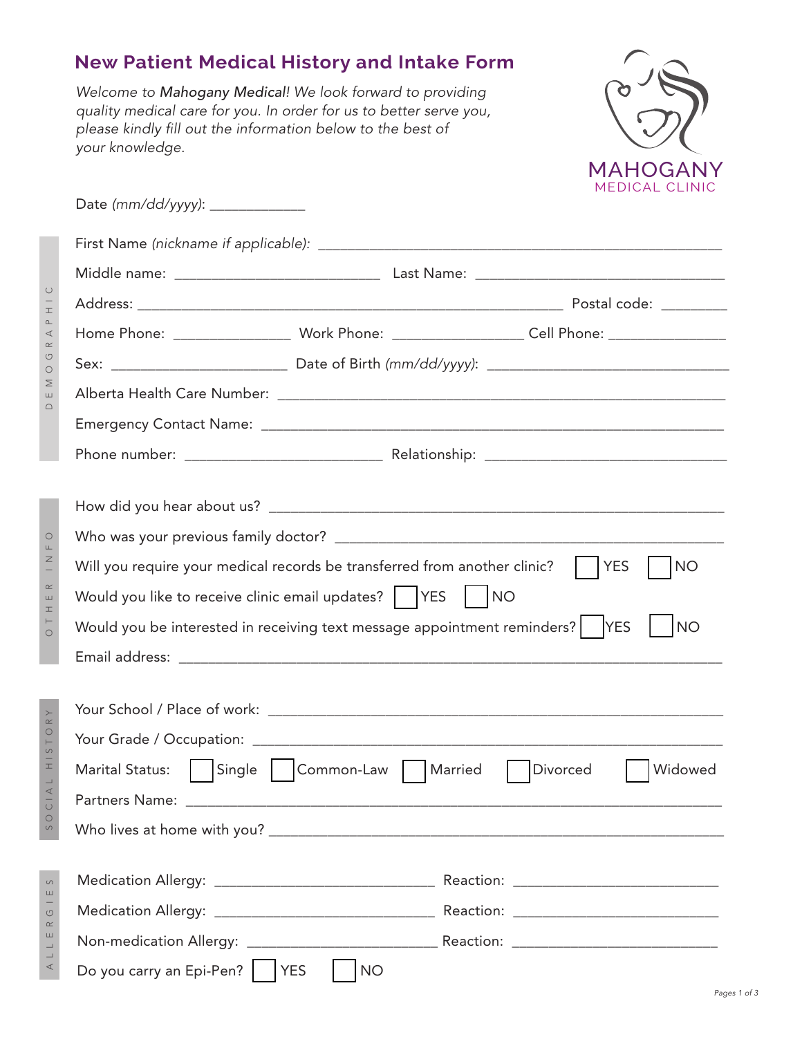# New Patient Medical History and Intake Form

*Welcome to* ***Mahogany Medical****! We look forward to providing quality medical care for you. In order for us to better serve you, please kindly fill out the information below to the best of your knowledge.*

MAHOGANY
MEDICAL CLINIC

Date *(mm/dd/yyyy)*: ____________

## DEMOGRAPHIC

First Name *(nickname if applicable)*: ____________________________________________

Middle name: ________________________ Last Name: ______________________________

Address: ________________________________________________ Postal code: ________

Home Phone: ______________ Work Phone: ________________ Cell Phone: ______________

Sex: ______________________ Date of Birth *(mm/dd/yyyy)*: ____________________________

Alberta Health Care Number: ______________________________________________________

Emergency Contact Name: ________________________________________________________

Phone number: _______________________ Relationship: ______________________________

## OTHER INFO

How did you hear about us? ________________________________________________________

Who was your previous family doctor? ______________________________________________

Will you require your medical records be transferred from another clinic? ☐ YES ☐ NO

Would you like to receive clinic email updates? ☐ YES ☐ NO

Would you be interested in receiving text message appointment reminders? ☐ YES ☐ NO

Email address: ____________________________________________________________________

## SOCIAL HISTORY

Your School / Place of work: ______________________________________________________

Your Grade / Occupation: _________________________________________________________

Marital Status: ☐ Single ☐ Common-Law ☐ Married ☐ Divorced ☐ Widowed

Partners Name: ____________________________________________________________________

Who lives at home with you? _______________________________________________________

## ALLERGIES

Medication Allergy: ___________________________ Reaction: ________________________

Medication Allergy: ___________________________ Reaction: ________________________

Non-medication Allergy: ________________________ Reaction: ________________________

Do you carry an Epi-Pen? ☐ YES ☐ NO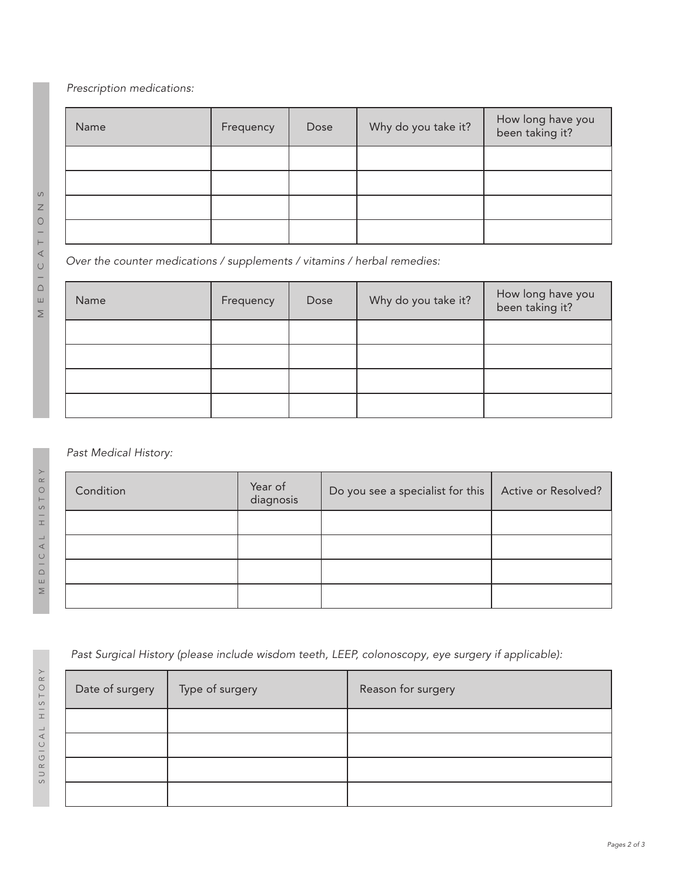## MEDICATIONS

*Prescription medications:*

| Name | Frequency | Dose | Why do you take it? | How long have you been taking it? |
|---|---|---|---|---|
| | | | | |
| | | | | |
| | | | | |
| | | | | |

*Over the counter medications / supplements / vitamins / herbal remedies:*

| Name | Frequency | Dose | Why do you take it? | How long have you been taking it? |
|---|---|---|---|---|
| | | | | |
| | | | | |
| | | | | |
| | | | | |

## MEDICAL HISTORY

*Past Medical History:*

| Condition | Year of diagnosis | Do you see a specialist for this | Active or Resolved? |
|---|---|---|---|
| | | | |
| | | | |
| | | | |
| | | | |

## SURGICAL HISTORY

*Past Surgical History (please include wisdom teeth, LEEP, colonoscopy, eye surgery if applicable):*

| Date of surgery | Type of surgery | Reason for surgery |
|---|---|---|
| | | |
| | | |
| | | |
| | | |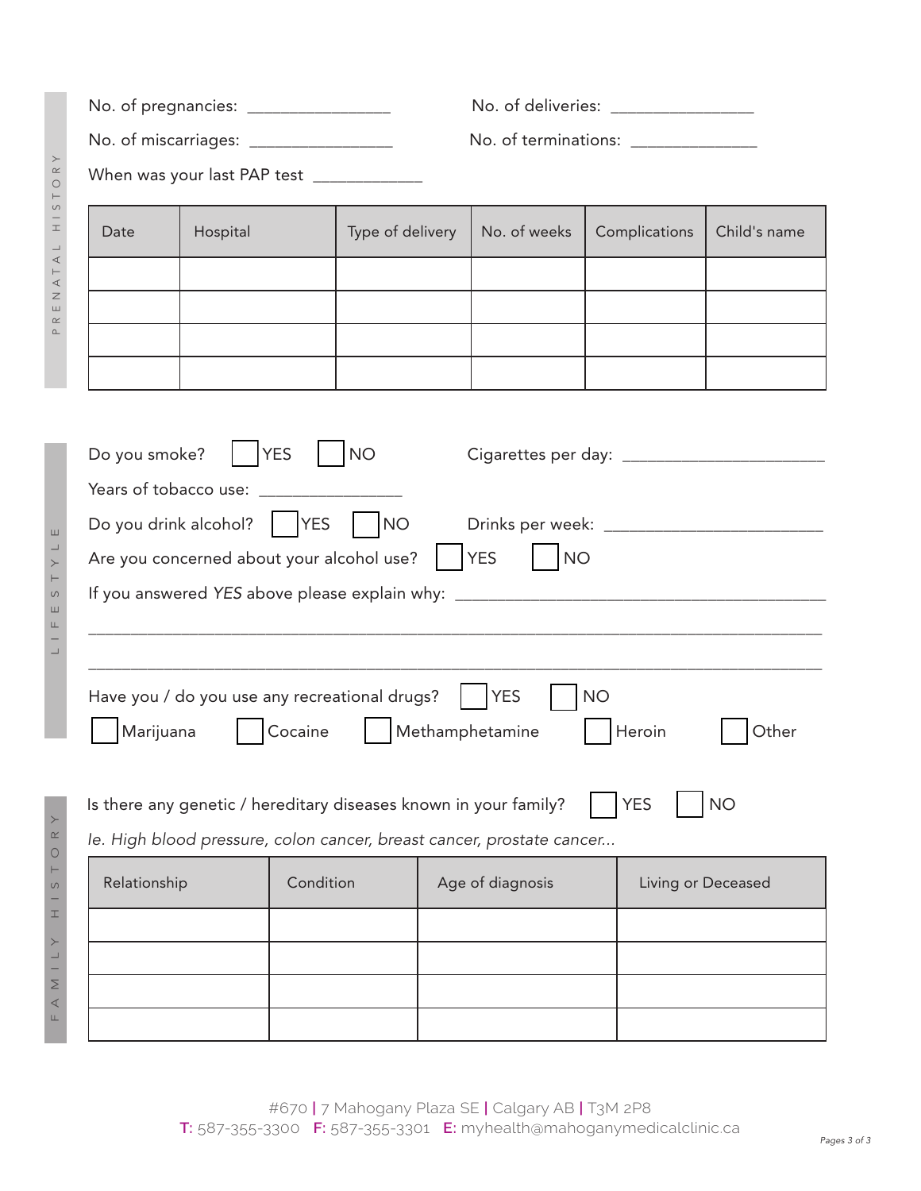## PRENATAL HISTORY

No. of pregnancies: ________________ No. of deliveries: ________________

No. of miscarriages: ________________ No. of terminations: ______________

When was your last PAP test ____________

| Date | Hospital | Type of delivery | No. of weeks | Complications | Child's name |
|---|---|---|---|---|---|
| | | | | | |
| | | | | | |
| | | | | | |
| | | | | | |

## LIFESTYLE

Do you smoke? ☐ YES ☐ NO Cigarettes per day: ______________________

Years of tobacco use: ________________

Do you drink alcohol? ☐ YES ☐ NO Drinks per week: ________________________

Are you concerned about your alcohol use? ☐ YES ☐ NO

If you answered *YES* above please explain why: ________________________________________

__________________________________________________________________________________

__________________________________________________________________________________

Have you / do you use any recreational drugs? ☐ YES ☐ NO

☐ Marijuana ☐ Cocaine ☐ Methamphetamine ☐ Heroin ☐ Other

## FAMILY HISTORY

Is there any genetic / hereditary diseases known in your family? ☐ YES ☐ NO

*Ie. High blood pressure, colon cancer, breast cancer, prostate cancer...*

| Relationship | Condition | Age of diagnosis | Living or Deceased |
|---|---|---|---|
| | | | |
| | | | |
| | | | |
| | | | |

#670 | 7 Mahogany Plaza SE | Calgary AB | T3M 2P8

T: 587-355-3300 F: 587-355-3301 E: myhealth@mahoganymedicalclinic.ca